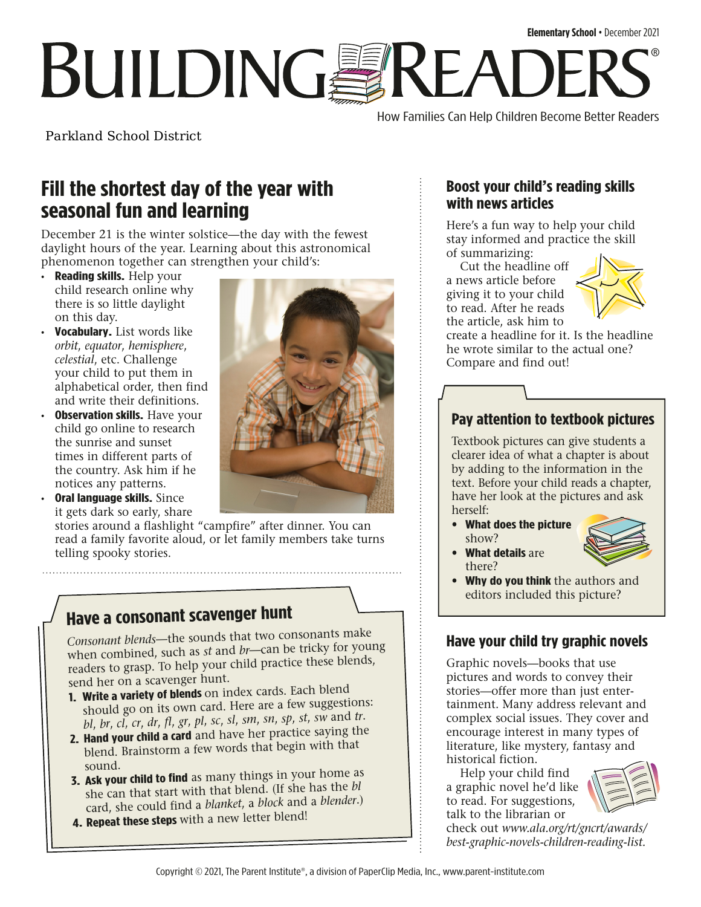Elementary School • December 2021

# BUILDING READERS®

How Families Can Help Children Become Better Readers

Parkland School District

## Fill the shortest day of the year with seasonal fun and learning

December 21 is the winter solstice—the day with the fewest daylight hours of the year. Learning about this astronomical phenomenon together can strengthen your child's:

- **Reading skills.** Help your child research online why there is so little daylight on this day.
- **Vocabulary.** List words like *orbit*, *equator*, *hemisphere*, *celestial*, etc. Challenge your child to put them in alphabetical order, then find and write their definitions.
- **Observation skills.** Have your child go online to research the sunrise and sunset times in different parts of the country. Ask him if he notices any patterns.
- **Oral language skills.** Since it gets dark so early, share stories around a flashlight "campfire" after dinner. You can read a family favorite aloud, or let family members take turns telling spooky stories.

## Have a consonant scavenger hunt

*Consonant blends*—the sounds that two consonants make when combined, such as *st* and *br*—can be tricky for young readers to grasp. To help your child practice these blends, send her on a scavenger hunt.

1. **Write a variety of blends** on index cards. Each blend should go on its own card. Here are a few suggestions: *bl*, *br*, *cl*, *cr*, *dr*, *fl*, *gr*, *pl*, *sc*, *sl*, *sm*, *sn*, *sp*, *st*, *sw* and *tr*.
2. **Hand your child a card** and have her practice saying the blend. Brainstorm a few words that begin with that sound.
3. **Ask your child to find** as many things in your home as she can that start with that blend. (If she has the *bl* card, she could find a *blanket*, a *block* and a *blender*.)
4. **Repeat these steps** with a new letter blend!

## Boost your child's reading skills with news articles

Here's a fun way to help your child stay informed and practice the skill of summarizing:

Cut the headline off a news article before giving it to your child to read. After he reads the article, ask him to create a headline for it. Is the headline he wrote similar to the actual one? Compare and find out!

## Pay attention to textbook pictures

Textbook pictures can give students a clearer idea of what a chapter is about by adding to the information in the text. Before your child reads a chapter, have her look at the pictures and ask herself:

- **What does the picture** show?
- **What details** are there?
- **Why do you think** the authors and editors included this picture?

## Have your child try graphic novels

Graphic novels—books that use pictures and words to convey their stories—offer more than just entertainment. Many address relevant and complex social issues. They cover and encourage interest in many types of literature, like mystery, fantasy and historical fiction.

Help your child find a graphic novel he'd like to read. For suggestions, talk to the librarian or check out *www.ala.org/rt/gncrt/awards/best-graphic-novels-children-reading-list.*

Copyright © 2021, The Parent Institute®, a division of PaperClip Media, Inc., www.parent-institute.com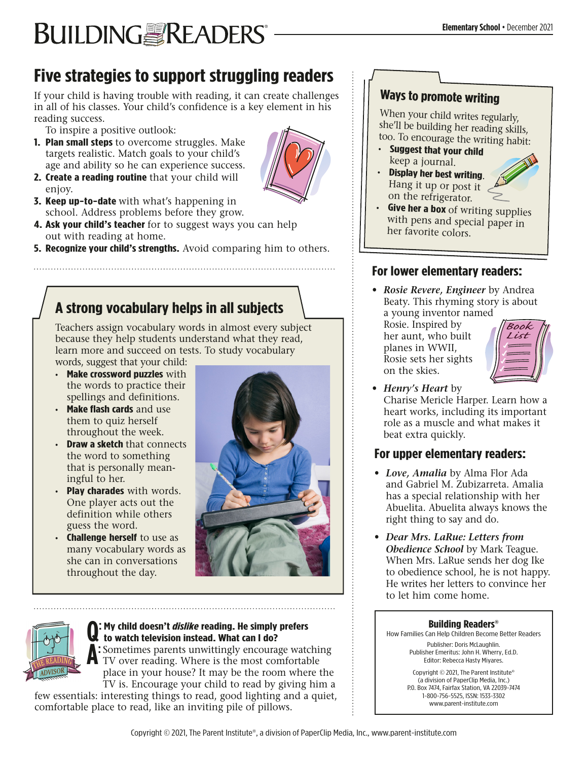# Five strategies to support struggling readers

If your child is having trouble with reading, it can create challenges in all of his classes. Your child's confidence is a key element in his reading success.

To inspire a positive outlook:

1. **Plan small steps** to overcome struggles. Make targets realistic. Match goals to your child's age and ability so he can experience success.
2. **Create a reading routine** that your child will enjoy.
3. **Keep up-to-date** with what's happening in school. Address problems before they grow.
4. **Ask your child's teacher** for to suggest ways you can help out with reading at home.
5. **Recognize your child's strengths.** Avoid comparing him to others.

## A strong vocabulary helps in all subjects

Teachers assign vocabulary words in almost every subject because they help students understand what they read, learn more and succeed on tests. To study vocabulary words, suggest that your child:

- **Make crossword puzzles** with the words to practice their spellings and definitions.
- **Make flash cards** and use them to quiz herself throughout the week.
- **Draw a sketch** that connects the word to something that is personally meaningful to her.
- **Play charades** with words. One player acts out the definition while others guess the word.
- **Challenge herself** to use as many vocabulary words as she can in conversations throughout the day.

**Q: My child doesn't *dislike* reading. He simply prefers to watch television instead. What can I do?**

**A:** Sometimes parents unwittingly encourage watching TV over reading. Where is the most comfortable place in your house? It may be the room where the TV is. Encourage your child to read by giving him a few essentials: interesting things to read, good lighting and a quiet, comfortable place to read, like an inviting pile of pillows.

## Ways to promote writing

When your child writes regularly, she'll be building her reading skills, too. To encourage the writing habit:

- **Suggest that your child** keep a journal.
- **Display her best writing.** Hang it up or post it on the refrigerator.
- **Give her a box** of writing supplies with pens and special paper in her favorite colors.

## For lower elementary readers:

- ***Rosie Revere, Engineer*** by Andrea Beaty. This rhyming story is about a young inventor named Rosie. Inspired by her aunt, who built planes in WWII, Rosie sets her sights on the skies.
- ***Henry's Heart*** by Charise Mericle Harper. Learn how a heart works, including its important role as a muscle and what makes it beat extra quickly.

## For upper elementary readers:

- ***Love, Amalia*** by Alma Flor Ada and Gabriel M. Zubizarreta. Amalia has a special relationship with her Abuelita. Abuelita always knows the right thing to say and do.
- ***Dear Mrs. LaRue: Letters from Obedience School*** by Mark Teague. When Mrs. LaRue sends her dog Ike to obedience school, he is not happy. He writes her letters to convince her to let him come home.

**Building Readers®**
How Families Can Help Children Become Better Readers
Publisher: Doris McLaughlin.
Publisher Emeritus: John H. Wherry, Ed.D.
Editor: Rebecca Hasty Miyares.
Copyright © 2021, The Parent Institute®
(a division of PaperClip Media, Inc.)
P.O. Box 7474, Fairfax Station, VA 22039-7474
1-800-756-5525, ISSN: 1533-3302
www.parent-institute.com